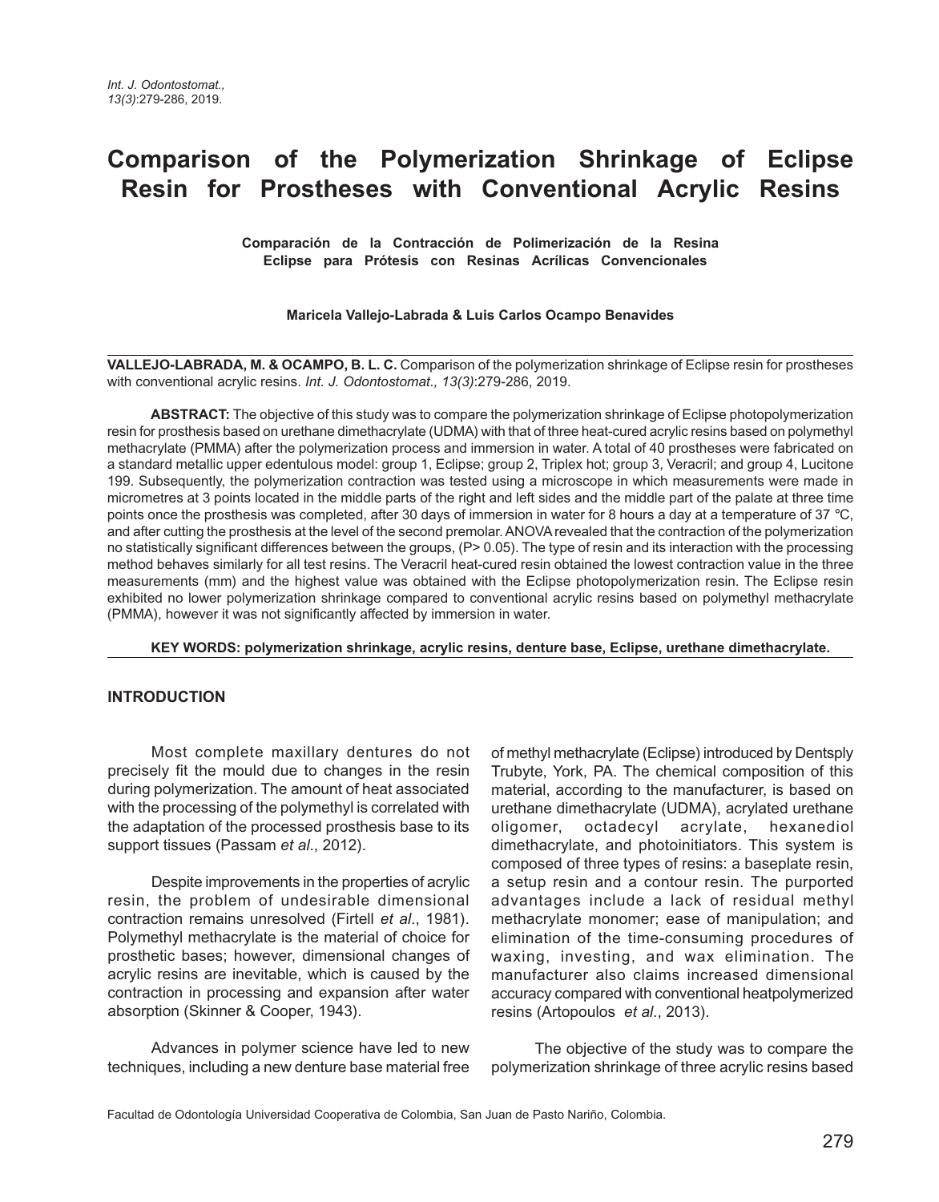# Comparison of the Polymerization Shrinkage of Eclipse Resin for Prostheses with Conventional Acrylic Resins

**Comparación de la Contracción de Polimerización de la Resina Eclipse para Prótesis con Resinas Acrílicas Convencionales**

**Maricela Vallejo-Labrada & Luis Carlos Ocampo Benavides**

**VALLEJO-LABRADA, M. & OCAMPO, B. L. C.** Comparison of the polymerization shrinkage of Eclipse resin for prostheses with conventional acrylic resins. *Int. J. Odontostomat., 13(3)*:279-286, 2019.

**ABSTRACT:** The objective of this study was to compare the polymerization shrinkage of Eclipse photopolymerization resin for prosthesis based on urethane dimethacrylate (UDMA) with that of three heat-cured acrylic resins based on polymethyl methacrylate (PMMA) after the polymerization process and immersion in water. A total of 40 prostheses were fabricated on a standard metallic upper edentulous model: group 1, Eclipse; group 2, Triplex hot; group 3, Veracril; and group 4, Lucitone 199. Subsequently, the polymerization contraction was tested using a microscope in which measurements were made in micrometres at 3 points located in the middle parts of the right and left sides and the middle part of the palate at three time points once the prosthesis was completed, after 30 days of immersion in water for 8 hours a day at a temperature of 37 °C, and after cutting the prosthesis at the level of the second premolar. ANOVA revealed that the contraction of the polymerization no statistically significant differences between the groups, (P> 0.05). The type of resin and its interaction with the processing method behaves similarly for all test resins. The Veracril heat-cured resin obtained the lowest contraction value in the three measurements (mm) and the highest value was obtained with the Eclipse photopolymerization resin. The Eclipse resin exhibited no lower polymerization shrinkage compared to conventional acrylic resins based on polymethyl methacrylate (PMMA), however it was not significantly affected by immersion in water.

**KEY WORDS: polymerization shrinkage, acrylic resins, denture base, Eclipse, urethane dimethacrylate.**

## INTRODUCTION

Most complete maxillary dentures do not precisely fit the mould due to changes in the resin during polymerization. The amount of heat associated with the processing of the polymethyl is correlated with the adaptation of the processed prosthesis base to its support tissues (Passam *et al*., 2012).

Despite improvements in the properties of acrylic resin, the problem of undesirable dimensional contraction remains unresolved (Firtell *et al*., 1981). Polymethyl methacrylate is the material of choice for prosthetic bases; however, dimensional changes of acrylic resins are inevitable, which is caused by the contraction in processing and expansion after water absorption (Skinner & Cooper, 1943).

Advances in polymer science have led to new techniques, including a new denture base material free of methyl methacrylate (Eclipse) introduced by Dentsply Trubyte, York, PA. The chemical composition of this material, according to the manufacturer, is based on urethane dimethacrylate (UDMA), acrylated urethane oligomer, octadecyl acrylate, hexanediol dimethacrylate, and photoinitiators. This system is composed of three types of resins: a baseplate resin, a setup resin and a contour resin. The purported advantages include a lack of residual methyl methacrylate monomer; ease of manipulation; and elimination of the time-consuming procedures of waxing, investing, and wax elimination. The manufacturer also claims increased dimensional accuracy compared with conventional heatpolymerized resins (Artopoulos *et al*., 2013).

The objective of the study was to compare the polymerization shrinkage of three acrylic resins based

Facultad de Odontología Universidad Cooperativa de Colombia, San Juan de Pasto Nariño, Colombia.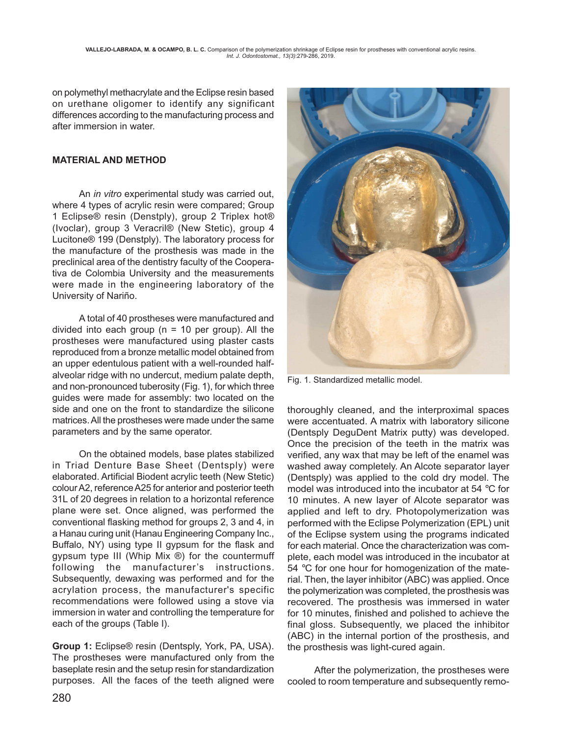on polymethyl methacrylate and the Eclipse resin based on urethane oligomer to identify any significant differences according to the manufacturing process and after immersion in water.

## MATERIAL AND METHOD

An *in vitro* experimental study was carried out, where 4 types of acrylic resin were compared; Group 1 Eclipse® resin (Denstply), group 2 Triplex hot® (Ivoclar), group 3 Veracril® (New Stetic), group 4 Lucitone® 199 (Denstply). The laboratory process for the manufacture of the prosthesis was made in the preclinical area of the dentistry faculty of the Cooperativa de Colombia University and the measurements were made in the engineering laboratory of the University of Nariño.

A total of 40 prostheses were manufactured and divided into each group (n = 10 per group). All the prostheses were manufactured using plaster casts reproduced from a bronze metallic model obtained from an upper edentulous patient with a well-rounded half-alveolar ridge with no undercut, medium palate depth, and non-pronounced tuberosity (Fig. 1), for which three guides were made for assembly: two located on the side and one on the front to standardize the silicone matrices. All the prostheses were made under the same parameters and by the same operator.

On the obtained models, base plates stabilized in Triad Denture Base Sheet (Dentsply) were elaborated. Artificial Biodent acrylic teeth (New Stetic) colour A2, reference A25 for anterior and posterior teeth 31L of 20 degrees in relation to a horizontal reference plane were set. Once aligned, was performed the conventional flasking method for groups 2, 3 and 4, in a Hanau curing unit (Hanau Engineering Company Inc., Buffalo, NY) using type II gypsum for the flask and gypsum type III (Whip Mix ®) for the countermuff following the manufacturer's instructions. Subsequently, dewaxing was performed and for the acrylation process, the manufacturer's specific recommendations were followed using a stove via immersion in water and controlling the temperature for each of the groups (Table I).

**Group 1:** Eclipse® resin (Dentsply, York, PA, USA). The prostheses were manufactured only from the baseplate resin and the setup resin for standardization purposes. All the faces of the teeth aligned were thoroughly cleaned, and the interproximal spaces were accentuated. A matrix with laboratory silicone (Dentsply DeguDent Matrix putty) was developed. Once the precision of the teeth in the matrix was verified, any wax that may be left of the enamel was washed away completely. An Alcote separator layer (Dentsply) was applied to the cold dry model. The model was introduced into the incubator at 54 °C for 10 minutes. A new layer of Alcote separator was applied and left to dry. Photopolymerization was performed with the Eclipse Polymerization (EPL) unit of the Eclipse system using the programs indicated for each material. Once the characterization was complete, each model was introduced in the incubator at 54 °C for one hour for homogenization of the material. Then, the layer inhibitor (ABC) was applied. Once the polymerization was completed, the prosthesis was recovered. The prosthesis was immersed in water for 10 minutes, finished and polished to achieve the final gloss. Subsequently, we placed the inhibitor (ABC) in the internal portion of the prosthesis, and the prosthesis was light-cured again.

Fig. 1. Standardized metallic model.

After the polymerization, the prostheses were cooled to room temperature and subsequently remo-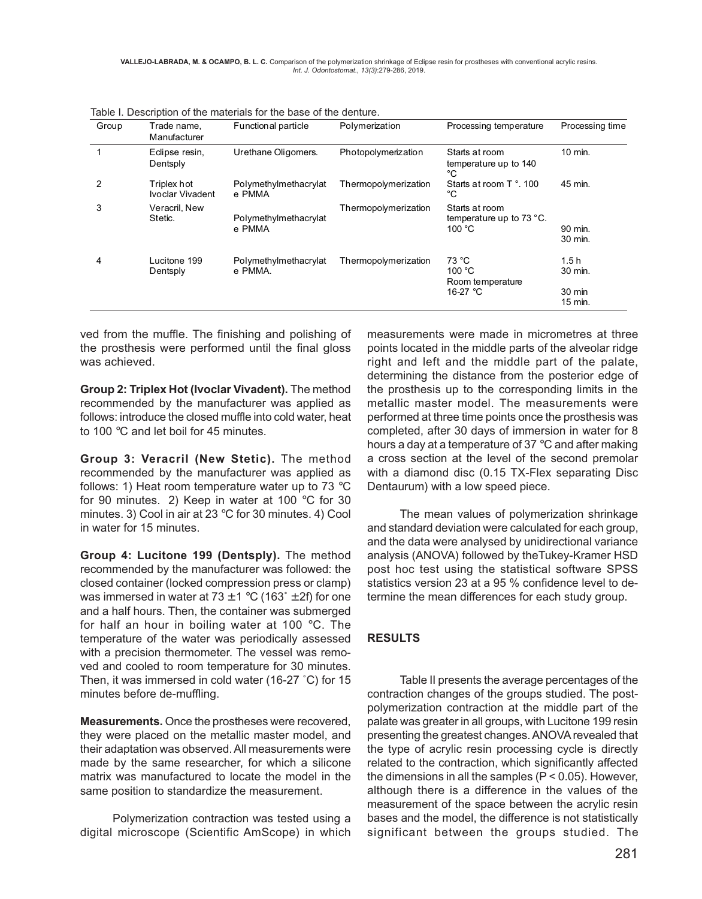Table I. Description of the materials for the base of the denture.

| Group | Trade name, Manufacturer | Functional particle | Polymerization | Processing temperature | Processing time |
|---|---|---|---|---|---|
| 1 | Eclipse resin, Dentsply | Urethane Oligomers. | Photopolymerization | Starts at room temperature up to 140 °C | 10 min. |
| 2 | Triplex hot Ivoclar Vivadent | Polymethylmethacrylate PMMA | Thermopolymerization | Starts at room T °. 100 °C | 45 min. |
| 3 | Veracril, New Stetic. | Polymethylmethacrylate PMMA | Thermopolymerization | Starts at room temperature up to 73 °C. 100 °C | 90 min. 30 min. |
| 4 | Lucitone 199 Dentsply | Polymethylmethacrylate PMMA. | Thermopolymerization | 73 °C 100 °C Room temperature 16-27 °C | 1.5 h 30 min. 30 min 15 min. |

ved from the muffle. The finishing and polishing of the prosthesis were performed until the final gloss was achieved.

**Group 2: Triplex Hot (Ivoclar Vivadent).** The method recommended by the manufacturer was applied as follows: introduce the closed muffle into cold water, heat to 100 °C and let boil for 45 minutes.

**Group 3: Veracril (New Stetic).** The method recommended by the manufacturer was applied as follows: 1) Heat room temperature water up to 73 °C for 90 minutes. 2) Keep in water at 100 °C for 30 minutes. 3) Cool in air at 23 °C for 30 minutes. 4) Cool in water for 15 minutes.

**Group 4: Lucitone 199 (Dentsply).** The method recommended by the manufacturer was followed: the closed container (locked compression press or clamp) was immersed in water at 73 ±1 °C (163˚ ±2f) for one and a half hours. Then, the container was submerged for half an hour in boiling water at 100 °C. The temperature of the water was periodically assessed with a precision thermometer. The vessel was removed and cooled to room temperature for 30 minutes. Then, it was immersed in cold water (16-27 ˚C) for 15 minutes before de-muffling.

**Measurements.** Once the prostheses were recovered, they were placed on the metallic master model, and their adaptation was observed. All measurements were made by the same researcher, for which a silicone matrix was manufactured to locate the model in the same position to standardize the measurement.

Polymerization contraction was tested using a digital microscope (Scientific AmScope) in which measurements were made in micrometres at three points located in the middle parts of the alveolar ridge right and left and the middle part of the palate, determining the distance from the posterior edge of the prosthesis up to the corresponding limits in the metallic master model. The measurements were performed at three time points once the prosthesis was completed, after 30 days of immersion in water for 8 hours a day at a temperature of 37 °C and after making a cross section at the level of the second premolar with a diamond disc (0.15 TX-Flex separating Disc Dentaurum) with a low speed piece.

The mean values of polymerization shrinkage and standard deviation were calculated for each group, and the data were analysed by unidirectional variance analysis (ANOVA) followed by theTukey-Kramer HSD post hoc test using the statistical software SPSS statistics version 23 at a 95 % confidence level to determine the mean differences for each study group.

## RESULTS

Table II presents the average percentages of the contraction changes of the groups studied. The post-polymerization contraction at the middle part of the palate was greater in all groups, with Lucitone 199 resin presenting the greatest changes. ANOVA revealed that the type of acrylic resin processing cycle is directly related to the contraction, which significantly affected the dimensions in all the samples ($P < 0.05$). However, although there is a difference in the values of the measurement of the space between the acrylic resin bases and the model, the difference is not statistically significant between the groups studied. The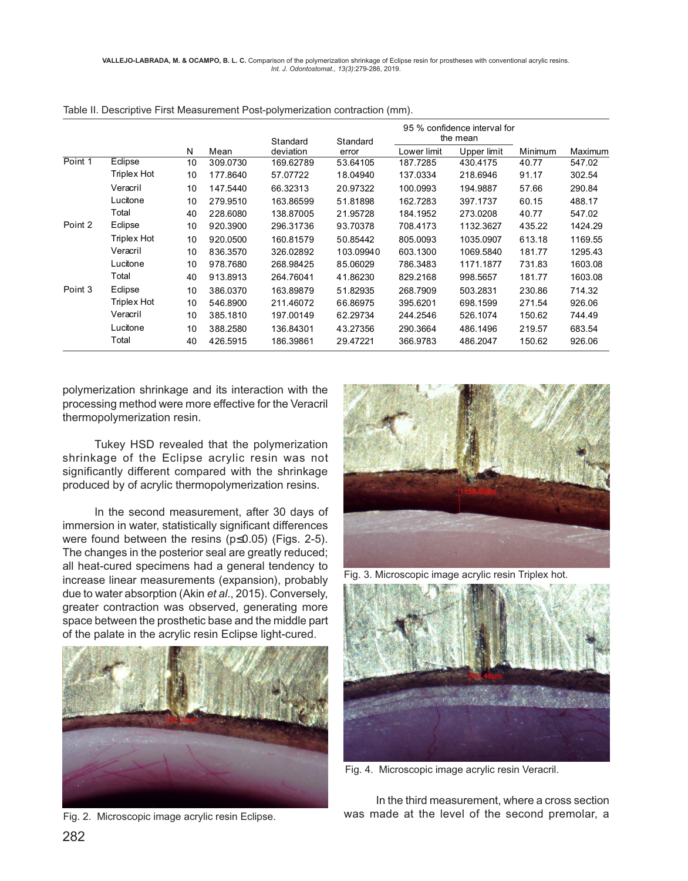Table II. Descriptive First Measurement Post-polymerization contraction (mm).

| | | N | Mean | Standard deviation | Standard error | 95 % confidence interval for the mean | | Minimum | Maximum |
|---|---|---|---|---|---|---|---|---|---|
| | | | | | | Lower limit | Upper limit | | |
| Point 1 | Eclipse | 10 | 309.0730 | 169.62789 | 53.64105 | 187.7285 | 430.4175 | 40.77 | 547.02 |
| | Triplex Hot | 10 | 177.8640 | 57.07722 | 18.04940 | 137.0334 | 218.6946 | 91.17 | 302.54 |
| | Veracril | 10 | 147.5440 | 66.32313 | 20.97322 | 100.0993 | 194.9887 | 57.66 | 290.84 |
| | Lucitone | 10 | 279.9510 | 163.86599 | 51.81898 | 162.7283 | 397.1737 | 60.15 | 488.17 |
| | Total | 40 | 228.6080 | 138.87005 | 21.95728 | 184.1952 | 273.0208 | 40.77 | 547.02 |
| Point 2 | Eclipse | 10 | 920.3900 | 296.31736 | 93.70378 | 708.4173 | 1132.3627 | 435.22 | 1424.29 |
| | Triplex Hot | 10 | 920.0500 | 160.81579 | 50.85442 | 805.0093 | 1035.0907 | 613.18 | 1169.55 |
| | Veracril | 10 | 836.3570 | 326.02892 | 103.09940 | 603.1300 | 1069.5840 | 181.77 | 1295.43 |
| | Lucitone | 10 | 978.7680 | 268.98425 | 85.06029 | 786.3483 | 1171.1877 | 731.83 | 1603.08 |
| | Total | 40 | 913.8913 | 264.76041 | 41.86230 | 829.2168 | 998.5657 | 181.77 | 1603.08 |
| Point 3 | Eclipse | 10 | 386.0370 | 163.89879 | 51.82935 | 268.7909 | 503.2831 | 230.86 | 714.32 |
| | Triplex Hot | 10 | 546.8900 | 211.46072 | 66.86975 | 395.6201 | 698.1599 | 271.54 | 926.06 |
| | Veracril | 10 | 385.1810 | 197.00149 | 62.29734 | 244.2546 | 526.1074 | 150.62 | 744.49 |
| | Lucitone | 10 | 388.2580 | 136.84301 | 43.27356 | 290.3664 | 486.1496 | 219.57 | 683.54 |
| | Total | 40 | 426.5915 | 186.39861 | 29.47221 | 366.9783 | 486.2047 | 150.62 | 926.06 |

polymerization shrinkage and its interaction with the processing method were more effective for the Veracril thermopolymerization resin.

Tukey HSD revealed that the polymerization shrinkage of the Eclipse acrylic resin was not significantly different compared with the shrinkage produced by of acrylic thermopolymerization resins.

In the second measurement, after 30 days of immersion in water, statistically significant differences were found between the resins ($p \leq 0.05$) (Figs. 2-5). The changes in the posterior seal are greatly reduced; all heat-cured specimens had a general tendency to increase linear measurements (expansion), probably due to water absorption (Akin *et al*., 2015). Conversely, greater contraction was observed, generating more space between the prosthetic base and the middle part of the palate in the acrylic resin Eclipse light-cured.

Fig. 2. Microscopic image acrylic resin Eclipse.

Fig. 3. Microscopic image acrylic resin Triplex hot.

Fig. 4. Microscopic image acrylic resin Veracril.

In the third measurement, where a cross section was made at the level of the second premolar, a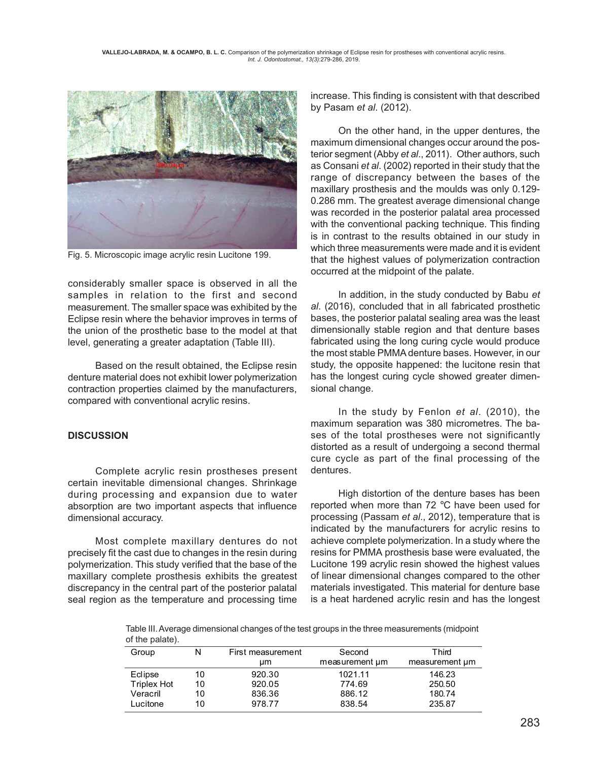Fig. 5. Microscopic image acrylic resin Lucitone 199.

considerably smaller space is observed in all the samples in relation to the first and second measurement. The smaller space was exhibited by the Eclipse resin where the behavior improves in terms of the union of the prosthetic base to the model at that level, generating a greater adaptation (Table III).

Based on the result obtained, the Eclipse resin denture material does not exhibit lower polymerization contraction properties claimed by the manufacturers, compared with conventional acrylic resins.

## DISCUSSION

Complete acrylic resin prostheses present certain inevitable dimensional changes. Shrinkage during processing and expansion due to water absorption are two important aspects that influence dimensional accuracy.

Most complete maxillary dentures do not precisely fit the cast due to changes in the resin during polymerization. This study verified that the base of the maxillary complete prosthesis exhibits the greatest discrepancy in the central part of the posterior palatal seal region as the temperature and processing time increase. This finding is consistent with that described by Pasam *et al*. (2012).

On the other hand, in the upper dentures, the maximum dimensional changes occur around the posterior segment (Abby *et al*., 2011). Other authors, such as Consani *et al*. (2002) reported in their study that the range of discrepancy between the bases of the maxillary prosthesis and the moulds was only 0.129-0.286 mm. The greatest average dimensional change was recorded in the posterior palatal area processed with the conventional packing technique. This finding is in contrast to the results obtained in our study in which three measurements were made and it is evident that the highest values of polymerization contraction occurred at the midpoint of the palate.

In addition, in the study conducted by Babu *et al*. (2016), concluded that in all fabricated prosthetic bases, the posterior palatal sealing area was the least dimensionally stable region and that denture bases fabricated using the long curing cycle would produce the most stable PMMA denture bases. However, in our study, the opposite happened: the lucitone resin that has the longest curing cycle showed greater dimensional change.

In the study by Fenlon *et al*. (2010), the maximum separation was 380 micrometres. The bases of the total prostheses were not significantly distorted as a result of undergoing a second thermal cure cycle as part of the final processing of the dentures.

High distortion of the denture bases has been reported when more than 72 °C have been used for processing (Passam *et al*., 2012), temperature that is indicated by the manufacturers for acrylic resins to achieve complete polymerization. In a study where the resins for PMMA prosthesis base were evaluated, the Lucitone 199 acrylic resin showed the highest values of linear dimensional changes compared to the other materials investigated. This material for denture base is a heat hardened acrylic resin and has the longest

Table III. Average dimensional changes of the test groups in the three measurements (midpoint of the palate).

| Group | N | First measurement µm | Second measurement µm | Third measurement µm |
|---|---|---|---|---|
| Eclipse | 10 | 920.30 | 1021.11 | 146.23 |
| Triplex Hot | 10 | 920.05 | 774.69 | 250.50 |
| Veracril | 10 | 836.36 | 886.12 | 180.74 |
| Lucitone | 10 | 978.77 | 838.54 | 235.87 |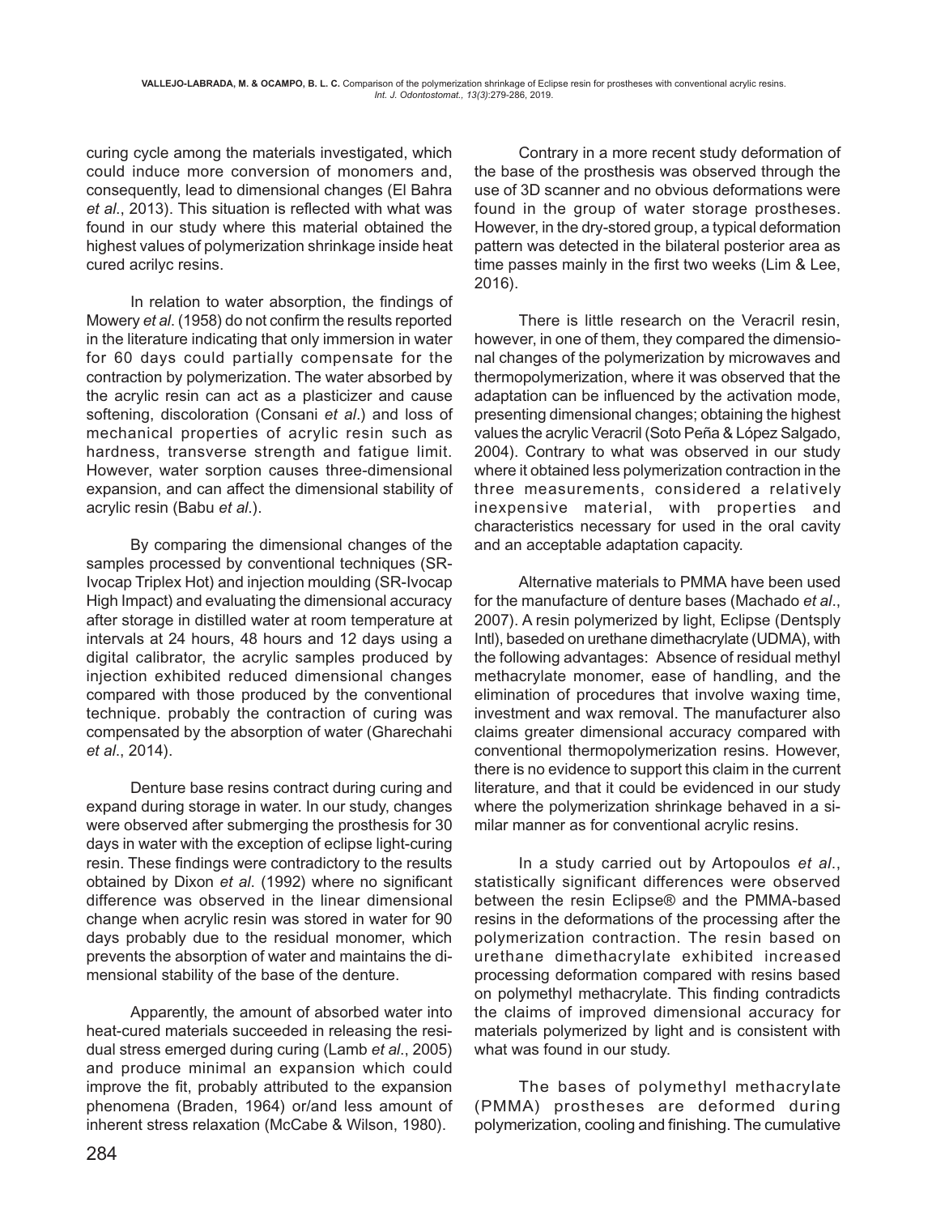curing cycle among the materials investigated, which could induce more conversion of monomers and, consequently, lead to dimensional changes (El Bahra *et al*., 2013). This situation is reflected with what was found in our study where this material obtained the highest values of polymerization shrinkage inside heat cured acrilyc resins.

In relation to water absorption, the findings of Mowery *et al*. (1958) do not confirm the results reported in the literature indicating that only immersion in water for 60 days could partially compensate for the contraction by polymerization. The water absorbed by the acrylic resin can act as a plasticizer and cause softening, discoloration (Consani *et al*.) and loss of mechanical properties of acrylic resin such as hardness, transverse strength and fatigue limit. However, water sorption causes three-dimensional expansion, and can affect the dimensional stability of acrylic resin (Babu *et al*.).

By comparing the dimensional changes of the samples processed by conventional techniques (SR-Ivocap Triplex Hot) and injection moulding (SR-Ivocap High Impact) and evaluating the dimensional accuracy after storage in distilled water at room temperature at intervals at 24 hours, 48 hours and 12 days using a digital calibrator, the acrylic samples produced by injection exhibited reduced dimensional changes compared with those produced by the conventional technique. probably the contraction of curing was compensated by the absorption of water (Gharechahi *et al*., 2014).

Denture base resins contract during curing and expand during storage in water. In our study, changes were observed after submerging the prosthesis for 30 days in water with the exception of eclipse light-curing resin. These findings were contradictory to the results obtained by Dixon *et al*. (1992) where no significant difference was observed in the linear dimensional change when acrylic resin was stored in water for 90 days probably due to the residual monomer, which prevents the absorption of water and maintains the dimensional stability of the base of the denture.

Apparently, the amount of absorbed water into heat-cured materials succeeded in releasing the residual stress emerged during curing (Lamb *et al*., 2005) and produce minimal an expansion which could improve the fit, probably attributed to the expansion phenomena (Braden, 1964) or/and less amount of inherent stress relaxation (McCabe & Wilson, 1980).

Contrary in a more recent study deformation of the base of the prosthesis was observed through the use of 3D scanner and no obvious deformations were found in the group of water storage prostheses. However, in the dry-stored group, a typical deformation pattern was detected in the bilateral posterior area as time passes mainly in the first two weeks (Lim & Lee, 2016).

There is little research on the Veracril resin, however, in one of them, they compared the dimensional changes of the polymerization by microwaves and thermopolymerization, where it was observed that the adaptation can be influenced by the activation mode, presenting dimensional changes; obtaining the highest values the acrylic Veracril (Soto Peña & López Salgado, 2004). Contrary to what was observed in our study where it obtained less polymerization contraction in the three measurements, considered a relatively inexpensive material, with properties and characteristics necessary for used in the oral cavity and an acceptable adaptation capacity.

Alternative materials to PMMA have been used for the manufacture of denture bases (Machado *et al*., 2007). A resin polymerized by light, Eclipse (Dentsply Intl), baseded on urethane dimethacrylate (UDMA), with the following advantages: Absence of residual methyl methacrylate monomer, ease of handling, and the elimination of procedures that involve waxing time, investment and wax removal. The manufacturer also claims greater dimensional accuracy compared with conventional thermopolymerization resins. However, there is no evidence to support this claim in the current literature, and that it could be evidenced in our study where the polymerization shrinkage behaved in a similar manner as for conventional acrylic resins.

In a study carried out by Artopoulos *et al*., statistically significant differences were observed between the resin Eclipse® and the PMMA-based resins in the deformations of the processing after the polymerization contraction. The resin based on urethane dimethacrylate exhibited increased processing deformation compared with resins based on polymethyl methacrylate. This finding contradicts the claims of improved dimensional accuracy for materials polymerized by light and is consistent with what was found in our study.

The bases of polymethyl methacrylate (PMMA) prostheses are deformed during polymerization, cooling and finishing. The cumulative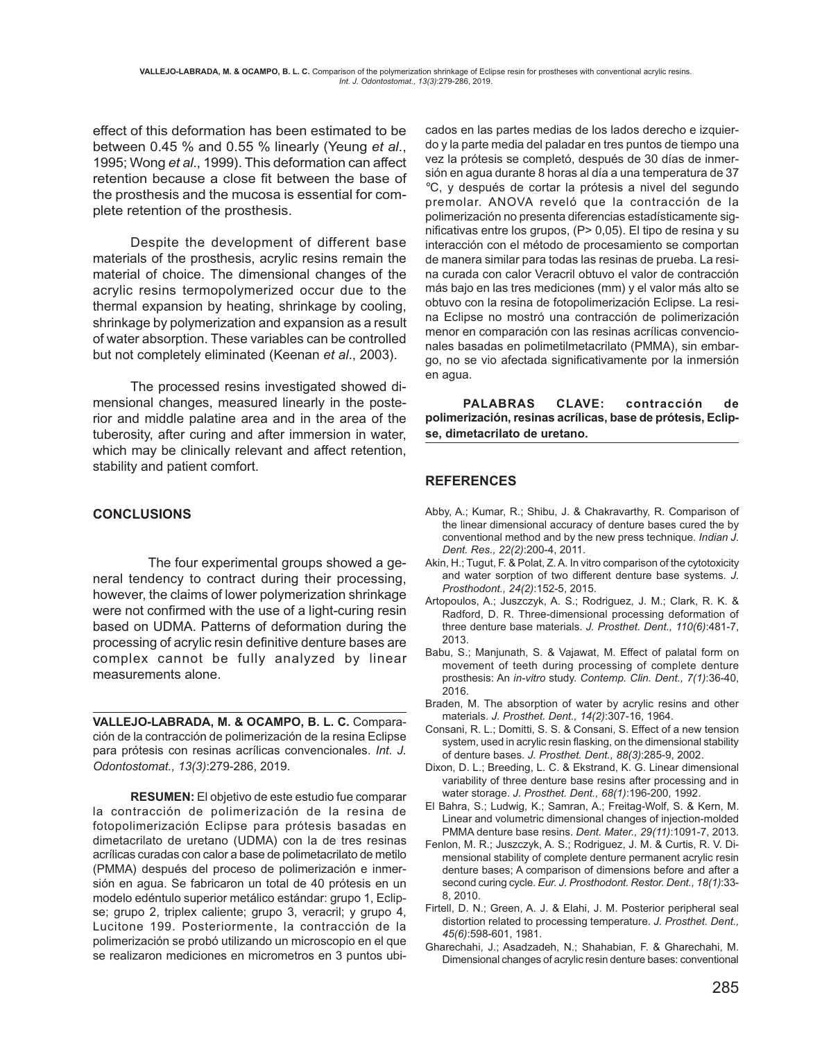effect of this deformation has been estimated to be between 0.45 % and 0.55 % linearly (Yeung *et al*., 1995; Wong *et al*., 1999). This deformation can affect retention because a close fit between the base of the prosthesis and the mucosa is essential for complete retention of the prosthesis.

Despite the development of different base materials of the prosthesis, acrylic resins remain the material of choice. The dimensional changes of the acrylic resins termopolymerized occur due to the thermal expansion by heating, shrinkage by cooling, shrinkage by polymerization and expansion as a result of water absorption. These variables can be controlled but not completely eliminated (Keenan *et al*., 2003).

The processed resins investigated showed dimensional changes, measured linearly in the posterior and middle palatine area and in the area of the tuberosity, after curing and after immersion in water, which may be clinically relevant and affect retention, stability and patient comfort.

## CONCLUSIONS

The four experimental groups showed a general tendency to contract during their processing, however, the claims of lower polymerization shrinkage were not confirmed with the use of a light-curing resin based on UDMA. Patterns of deformation during the processing of acrylic resin definitive denture bases are complex cannot be fully analyzed by linear measurements alone.

---

**VALLEJO-LABRADA, M. & OCAMPO, B. L. C.** Comparación de la contracción de polimerización de la resina Eclipse para prótesis con resinas acrílicas convencionales. *Int. J. Odontostomat., 13(3)*:279-286, 2019.

**RESUMEN:** El objetivo de este estudio fue comparar la contracción de polimerización de la resina de fotopolimerización Eclipse para prótesis basadas en dimetacrilato de uretano (UDMA) con la de tres resinas acrílicas curadas con calor a base de polimetacrilato de metilo (PMMA) después del proceso de polimerización e inmersión en agua. Se fabricaron un total de 40 prótesis en un modelo edéntulo superior metálico estándar: grupo 1, Eclipse; grupo 2, triplex caliente; grupo 3, veracril; y grupo 4, Lucitone 199. Posteriormente, la contracción de la polimerización se probó utilizando un microscopio en el que se realizaron mediciones en micrometros en 3 puntos ubicados en las partes medias de los lados derecho e izquierdo y la parte media del paladar en tres puntos de tiempo una vez la prótesis se completó, después de 30 días de inmersión en agua durante 8 horas al día a una temperatura de 37 °C, y después de cortar la prótesis a nivel del segundo premolar. ANOVA reveló que la contracción de la polimerización no presenta diferencias estadísticamente significativas entre los grupos, ($P > 0,05$). El tipo de resina y su interacción con el método de procesamiento se comportan de manera similar para todas las resinas de prueba. La resina curada con calor Veracril obtuvo el valor de contracción más bajo en las tres mediciones (mm) y el valor más alto se obtuvo con la resina de fotopolimerización Eclipse. La resina Eclipse no mostró una contracción de polimerización menor en comparación con las resinas acrílicas convencionales basadas en polimetilmetacrilato (PMMA), sin embargo, no se vio afectada significativamente por la inmersión en agua.

**PALABRAS CLAVE: contracción de polimerización, resinas acrílicas, base de prótesis, Eclipse, dimetacrilato de uretano.**

---

## REFERENCES

Abby, A.; Kumar, R.; Shibu, J. & Chakravarthy, R. Comparison of the linear dimensional accuracy of denture bases cured the by conventional method and by the new press technique. *Indian J. Dent. Res., 22(2)*:200-4, 2011.

Akin, H.; Tugut, F. & Polat, Z. A. In vitro comparison of the cytotoxicity and water sorption of two different denture base systems. *J. Prosthodont., 24(2)*:152-5, 2015.

Artopoulos, A.; Juszczyk, A. S.; Rodriguez, J. M.; Clark, R. K. & Radford, D. R. Three-dimensional processing deformation of three denture base materials. *J. Prosthet. Dent., 110(6)*:481-7, 2013.

Babu, S.; Manjunath, S. & Vajawat, M. Effect of palatal form on movement of teeth during processing of complete denture prosthesis: An *in-vitro* study. *Contemp. Clin. Dent., 7(1)*:36-40, 2016.

Braden, M. The absorption of water by acrylic resins and other materials. *J. Prosthet. Dent., 14(2)*:307-16, 1964.

Consani, R. L.; Domitti, S. S. & Consani, S. Effect of a new tension system, used in acrylic resin flasking, on the dimensional stability of denture bases. *J. Prosthet. Dent., 88(3)*:285-9, 2002.

Dixon, D. L.; Breeding, L. C. & Ekstrand, K. G. Linear dimensional variability of three denture base resins after processing and in water storage. *J. Prosthet. Dent., 68(1)*:196-200, 1992.

El Bahra, S.; Ludwig, K.; Samran, A.; Freitag-Wolf, S. & Kern, M. Linear and volumetric dimensional changes of injection-molded PMMA denture base resins. *Dent. Mater., 29(11)*:1091-7, 2013.

Fenlon, M. R.; Juszczyk, A. S.; Rodriguez, J. M. & Curtis, R. V. Dimensional stability of complete denture permanent acrylic resin denture bases; A comparison of dimensions before and after a second curing cycle. *Eur. J. Prosthodont. Restor. Dent., 18(1)*:33-8, 2010.

Firtell, D. N.; Green, A. J. & Elahi, J. M. Posterior peripheral seal distortion related to processing temperature. *J. Prosthet. Dent., 45(6)*:598-601, 1981.

Gharechahi, J.; Asadzadeh, N.; Shahabian, F. & Gharechahi, M. Dimensional changes of acrylic resin denture bases: conventional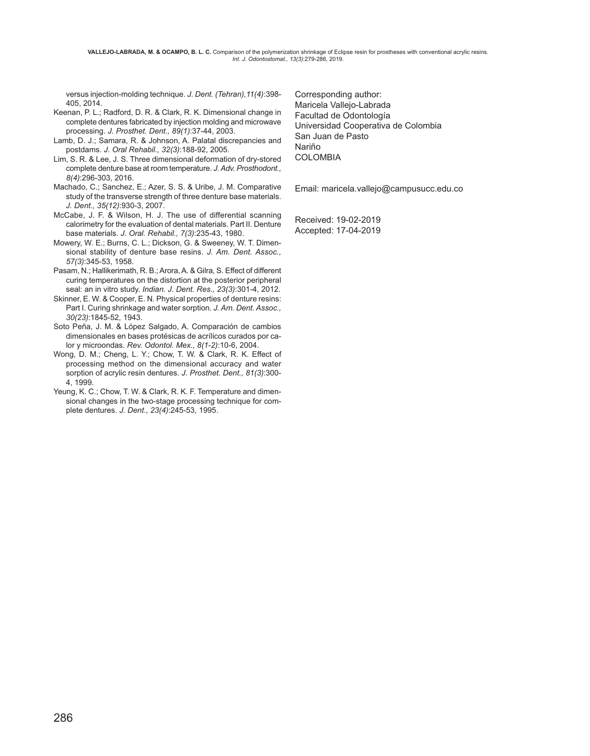versus injection-molding technique. *J. Dent. (Tehran),11(4)*:398-405, 2014.

Keenan, P. L.; Radford, D. R. & Clark, R. K. Dimensional change in complete dentures fabricated by injection molding and microwave processing. *J. Prosthet. Dent., 89(1)*:37-44, 2003.

Lamb, D. J.; Samara, R. & Johnson, A. Palatal discrepancies and postdams. *J. Oral Rehabil., 32(3)*:188-92, 2005.

Lim, S. R. & Lee, J. S. Three dimensional deformation of dry-stored complete denture base at room temperature. *J. Adv. Prosthodont., 8(4)*:296-303, 2016.

Machado, C.; Sanchez, E.; Azer, S. S. & Uribe, J. M. Comparative study of the transverse strength of three denture base materials. *J. Dent., 35(12)*:930-3, 2007.

McCabe, J. F. & Wilson, H. J. The use of differential scanning calorimetry for the evaluation of dental materials. Part II. Denture base materials. *J. Oral. Rehabil., 7(3)*:235-43, 1980.

Mowery, W. E.; Burns, C. L.; Dickson, G. & Sweeney, W. T. Dimensional stability of denture base resins. *J. Am. Dent. Assoc., 57(3)*:345-53, 1958.

Pasam, N.; Hallikerimath, R. B.; Arora, A. & Gilra, S. Effect of different curing temperatures on the distortion at the posterior peripheral seal: an in vitro study. *Indian. J. Dent. Res., 23(3)*:301-4, 2012.

Skinner, E. W. & Cooper, E. N. Physical properties of denture resins: Part I. Curing shrinkage and water sorption. *J. Am. Dent. Assoc., 30(23)*:1845-52, 1943.

Soto Peña, J. M. & López Salgado, A. Comparación de cambios dimensionales en bases protésicas de acrílicos curados por calor y microondas. *Rev. Odontol. Mex., 8(1-2)*:10-6, 2004.

Wong, D. M.; Cheng, L. Y.; Chow, T. W. & Clark, R. K. Effect of processing method on the dimensional accuracy and water sorption of acrylic resin dentures. *J. Prosthet. Dent., 81(3)*:300-4, 1999.

Yeung, K. C.; Chow, T. W. & Clark, R. K. F. Temperature and dimensional changes in the two-stage processing technique for complete dentures. *J. Dent., 23(4)*:245-53, 1995.

Corresponding author:
Maricela Vallejo-Labrada
Facultad de Odontología
Universidad Cooperativa de Colombia
San Juan de Pasto
Nariño
COLOMBIA

Email: maricela.vallejo@campusucc.edu.co

Received: 19-02-2019
Accepted: 17-04-2019